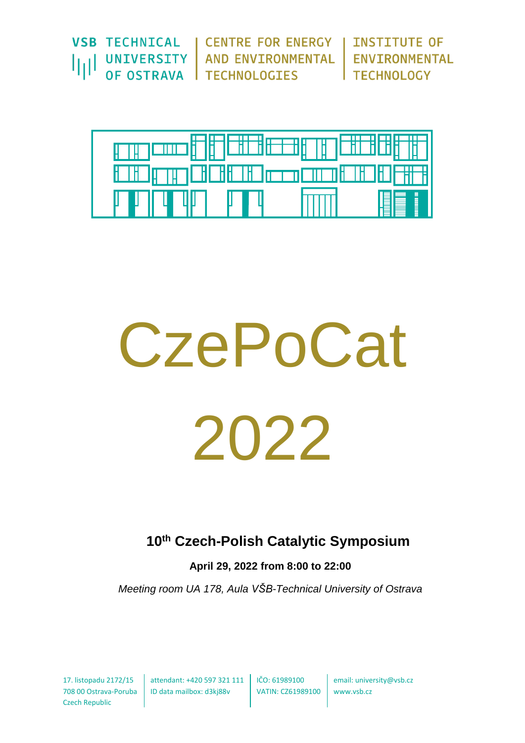VSB TECHNICAL UNIVERSITY OF OSTRAVA | CENTRE FOR ENERGY AND ENVIRONMENTAL TECHNOLOGIES | INSTITUTE OF ENVIRONMENTAL TECHNOLOGY

# CzePoCat 2022

## 10th Czech-Polish Catalytic Symposium

**April 29, 2022 from 8:00 to 22:00**

*Meeting room UA 178, Aula VŠB-Technical University of Ostrava*

17. listopadu 2172/15
708 00 Ostrava-Poruba
Czech Republic

attendant: +420 597 321 111
ID data mailbox: d3kj88v

IČO: 61989100
VATIN: CZ61989100

email: university@vsb.cz
www.vsb.cz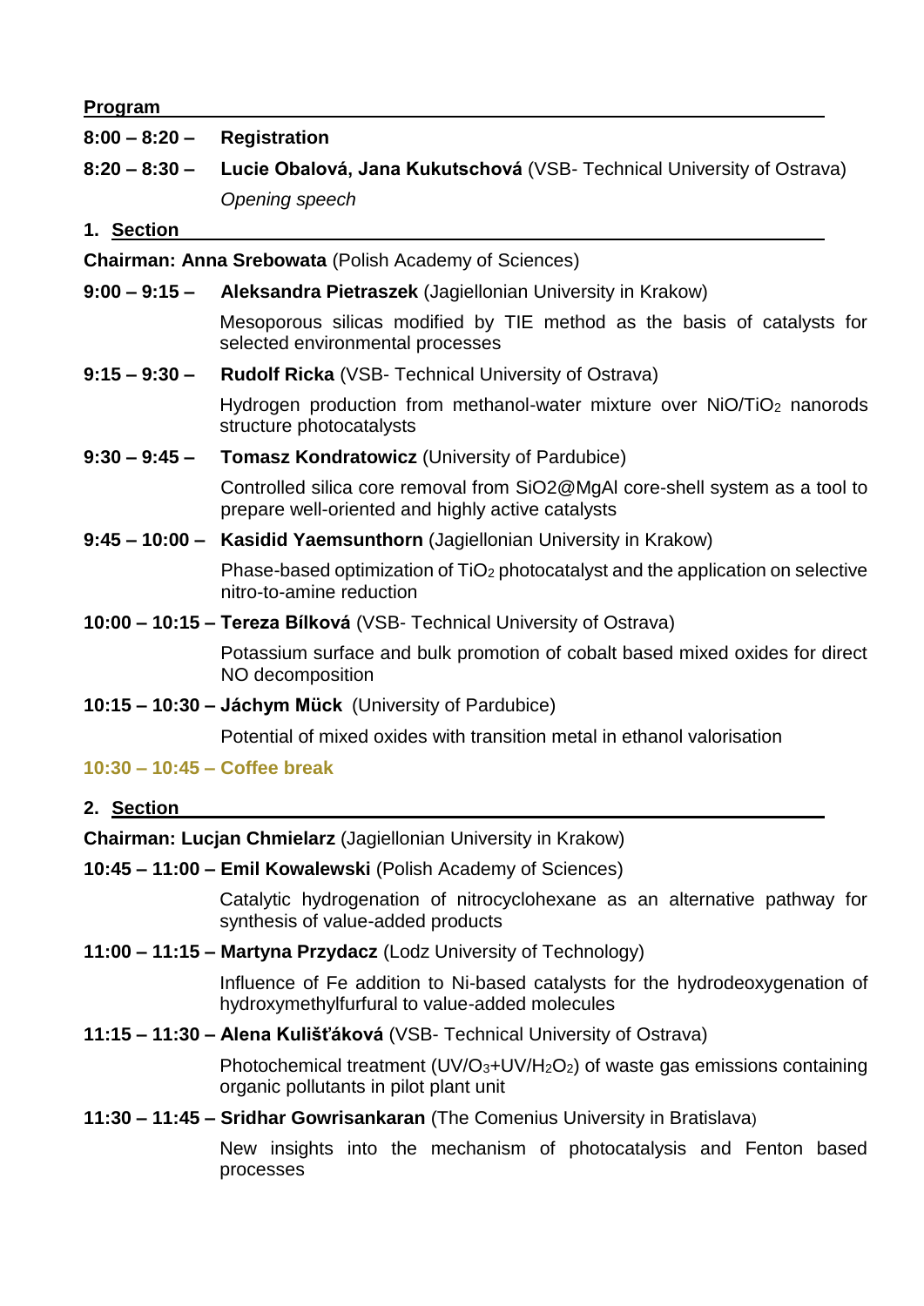## Program

**8:00 – 8:20 –** **Registration**

**8:20 – 8:30 –** **Lucie Obalová, Jana Kukutschová** (VSB- Technical University of Ostrava)

*Opening speech*

## 1. Section

**Chairman: Anna Srebowata** (Polish Academy of Sciences)

**9:00 – 9:15 –** **Aleksandra Pietraszek** (Jagiellonian University in Krakow)

Mesoporous silicas modified by TIE method as the basis of catalysts for selected environmental processes

**9:15 – 9:30 –** **Rudolf Ricka** (VSB- Technical University of Ostrava)

Hydrogen production from methanol-water mixture over $NiO/TiO_2$ nanorods structure photocatalysts

**9:30 – 9:45 –** **Tomasz Kondratowicz** (University of Pardubice)

Controlled silica core removal from SiO2@MgAl core-shell system as a tool to prepare well-oriented and highly active catalysts

**9:45 – 10:00 –** **Kasidid Yaemsunthorn** (Jagiellonian University in Krakow)

Phase-based optimization of $TiO_2$ photocatalyst and the application on selective nitro-to-amine reduction

**10:00 – 10:15 –** **Tereza Bílková** (VSB- Technical University of Ostrava)

Potassium surface and bulk promotion of cobalt based mixed oxides for direct NO decomposition

**10:15 – 10:30 –** **Jáchym Mück** (University of Pardubice)

Potential of mixed oxides with transition metal in ethanol valorisation

**10:30 – 10:45 – Coffee break**

## 2. Section

**Chairman: Lucjan Chmielarz** (Jagiellonian University in Krakow)

**10:45 – 11:00 –** **Emil Kowalewski** (Polish Academy of Sciences)

Catalytic hydrogenation of nitrocyclohexane as an alternative pathway for synthesis of value-added products

**11:00 – 11:15 –** **Martyna Przydacz** (Lodz University of Technology)

Influence of Fe addition to Ni-based catalysts for the hydrodeoxygenation of hydroxymethylfurfural to value-added molecules

**11:15 – 11:30 –** **Alena Kulišťáková** (VSB- Technical University of Ostrava)

Photochemical treatment ($UV/O_3$+$UV/H_2O_2$) of waste gas emissions containing organic pollutants in pilot plant unit

**11:30 – 11:45 –** **Sridhar Gowrisankaran** (The Comenius University in Bratislava)

New insights into the mechanism of photocatalysis and Fenton based processes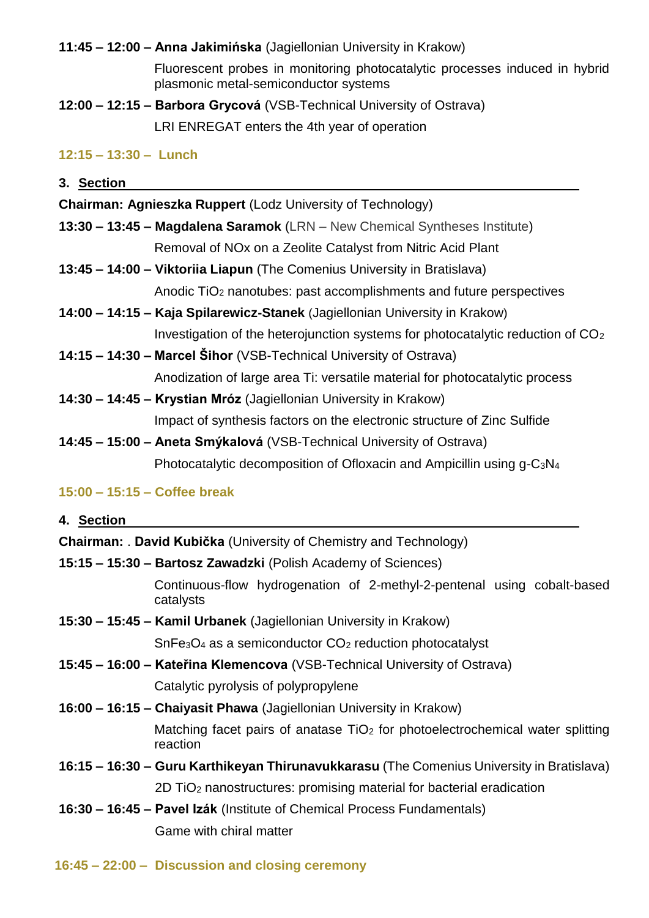**11:45 – 12:00 – Anna Jakimińska** (Jagiellonian University in Krakow)

Fluorescent probes in monitoring photocatalytic processes induced in hybrid plasmonic metal-semiconductor systems

**12:00 – 12:15 – Barbora Grycová** (VSB-Technical University of Ostrava)

LRI ENREGAT enters the 4th year of operation

**12:15 – 13:30 – Lunch**

## 3. Section

**Chairman: Agnieszka Ruppert** (Lodz University of Technology)

**13:30 – 13:45 – Magdalena Saramok** (LRN – New Chemical Syntheses Institute)

Removal of NOx on a Zeolite Catalyst from Nitric Acid Plant

**13:45 – 14:00 – Viktoriia Liapun** (The Comenius University in Bratislava)

Anodic $TiO_2$ nanotubes: past accomplishments and future perspectives

**14:00 – 14:15 – Kaja Spilarewicz-Stanek** (Jagiellonian University in Krakow)

Investigation of the heterojunction systems for photocatalytic reduction of $CO_2$

**14:15 – 14:30 – Marcel Šihor** (VSB-Technical University of Ostrava)

Anodization of large area Ti: versatile material for photocatalytic process

**14:30 – 14:45 – Krystian Mróz** (Jagiellonian University in Krakow)

Impact of synthesis factors on the electronic structure of Zinc Sulfide

**14:45 – 15:00 – Aneta Smýkalová** (VSB-Technical University of Ostrava)

Photocatalytic decomposition of Ofloxacin and Ampicillin using g-$C_3N_4$

**15:00 – 15:15 – Coffee break**

## 4. Section

**Chairman:** . **David Kubička** (University of Chemistry and Technology)

**15:15 – 15:30 – Bartosz Zawadzki** (Polish Academy of Sciences)

Continuous-flow hydrogenation of 2-methyl-2-pentenal using cobalt-based catalysts

**15:30 – 15:45 – Kamil Urbanek** (Jagiellonian University in Krakow)

$SnFe_3O_4$ as a semiconductor $CO_2$ reduction photocatalyst

**15:45 – 16:00 – Kateřina Klemencova** (VSB-Technical University of Ostrava)

Catalytic pyrolysis of polypropylene

**16:00 – 16:15 – Chaiyasit Phawa** (Jagiellonian University in Krakow)

Matching facet pairs of anatase $TiO_2$ for photoelectrochemical water splitting reaction

**16:15 – 16:30 – Guru Karthikeyan Thirunavukkarasu** (The Comenius University in Bratislava)

2D $TiO_2$ nanostructures: promising material for bacterial eradication

**16:30 – 16:45 – Pavel Izák** (Institute of Chemical Process Fundamentals)

Game with chiral matter

**16:45 – 22:00 – Discussion and closing ceremony**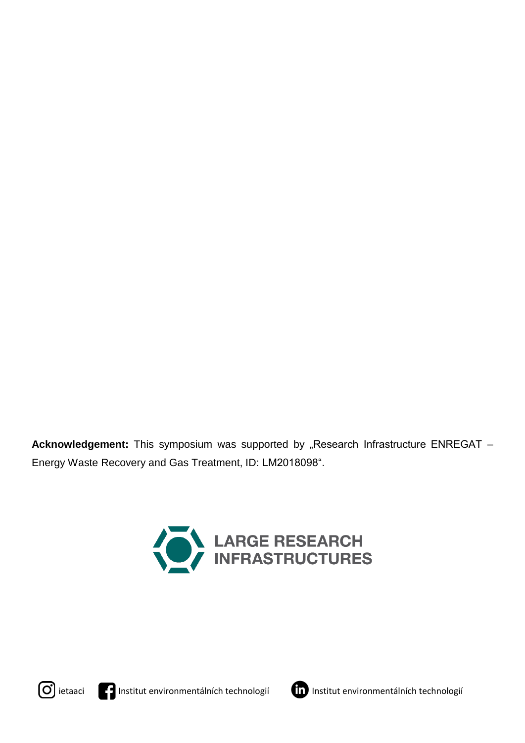**Acknowledgement:** This symposium was supported by „Research Infrastructure ENREGAT – Energy Waste Recovery and Gas Treatment, ID: LM2018098".

LARGE RESEARCH INFRASTRUCTURES

ietaaci Institut environmentálních technologií Institut environmentálních technologií